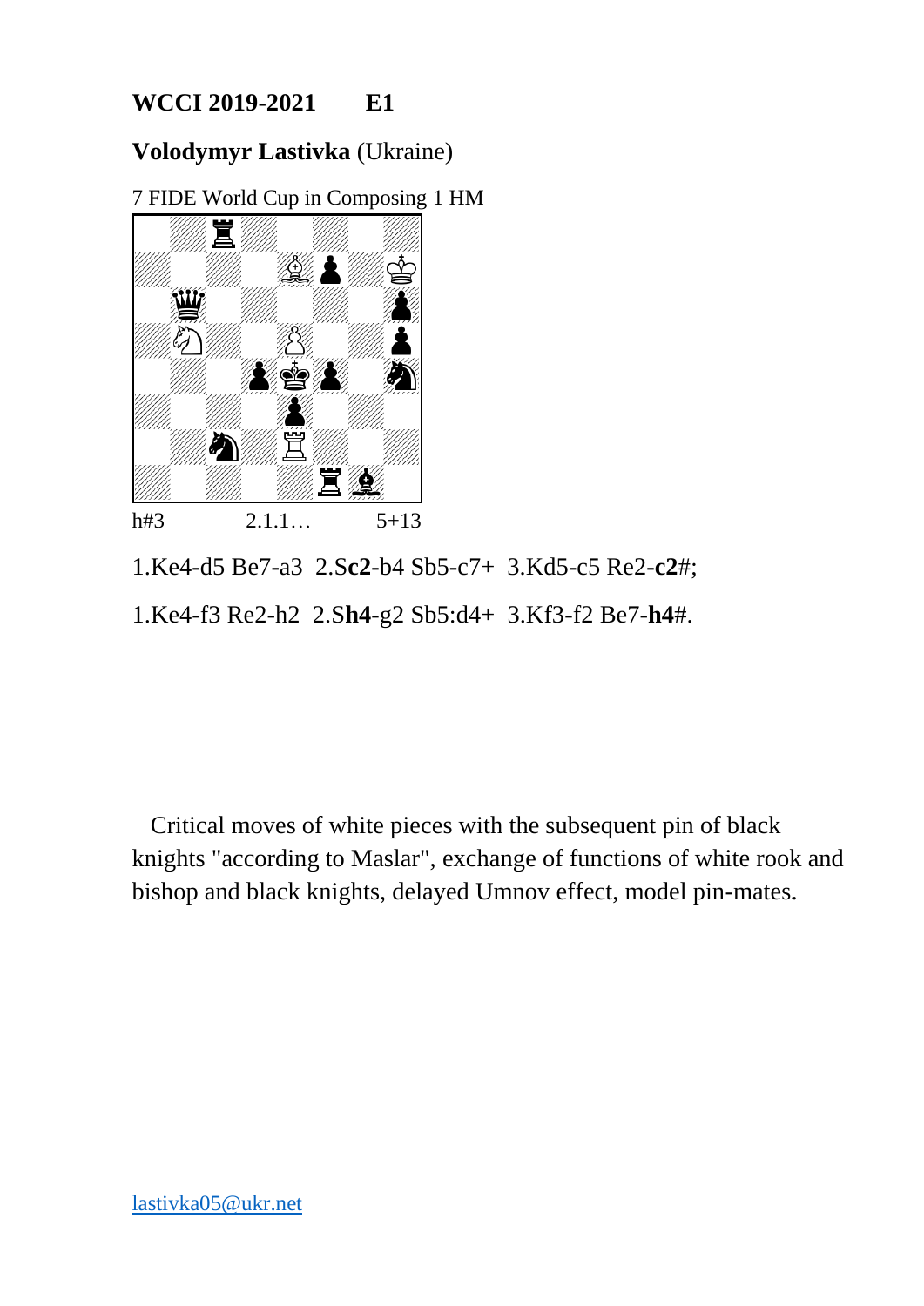**WCCI 2019-2021 E1**

**Volodymyr Lastivka** (Ukraine)

7 FIDE World Cup in Composing 1 HM

h#3 2.1.1… 5+13

1.Ke4-d5 Be7-a3 2.S**c2**-b4 Sb5-c7+ 3.Kd5-c5 Re2-**c2**#;

1.Ke4-f3 Re2-h2 2.S**h4**-g2 Sb5:d4+ 3.Kf3-f2 Be7-**h4**#.

Critical moves of white pieces with the subsequent pin of black knights "according to Maslar", exchange of functions of white rook and bishop and black knights, delayed Umnov effect, model pin-mates.

lastivka05@ukr.net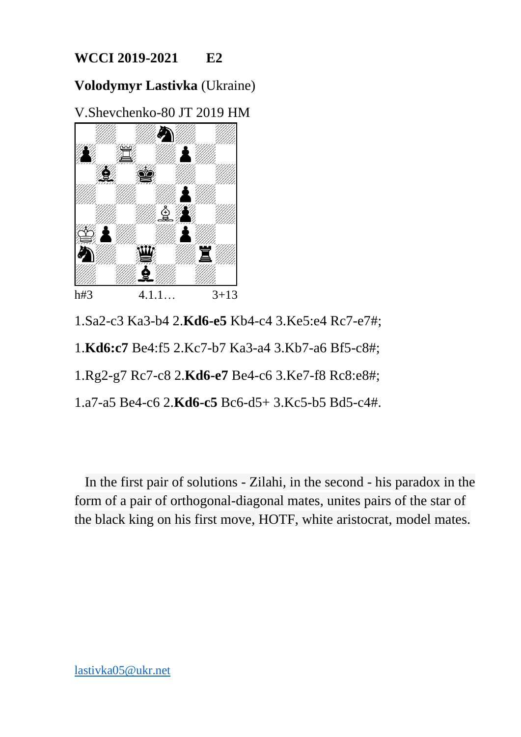**WCCI 2019-2021 E2**

**Volodymyr Lastivka** (Ukraine)

V.Shevchenko-80 JT 2019 HM

h#3 4.1.1… 3+13

1.Sa2-c3 Ka3-b4 2.**Kd6-e5** Kb4-c4 3.Ke5:e4 Rc7-e7#;

1.**Kd6:c7** Be4:f5 2.Kc7-b7 Ka3-a4 3.Kb7-a6 Bf5-c8#;

1.Rg2-g7 Rc7-c8 2.**Kd6-e7** Be4-c6 3.Ke7-f8 Rc8:e8#;

1.a7-a5 Be4-c6 2.**Kd6-c5** Bc6-d5+ 3.Kc5-b5 Bd5-c4#.

In the first pair of solutions - Zilahi, in the second - his paradox in the form of a pair of orthogonal-diagonal mates, unites pairs of the star of the black king on his first move, HOTF, white aristocrat, model mates.

lastivka05@ukr.net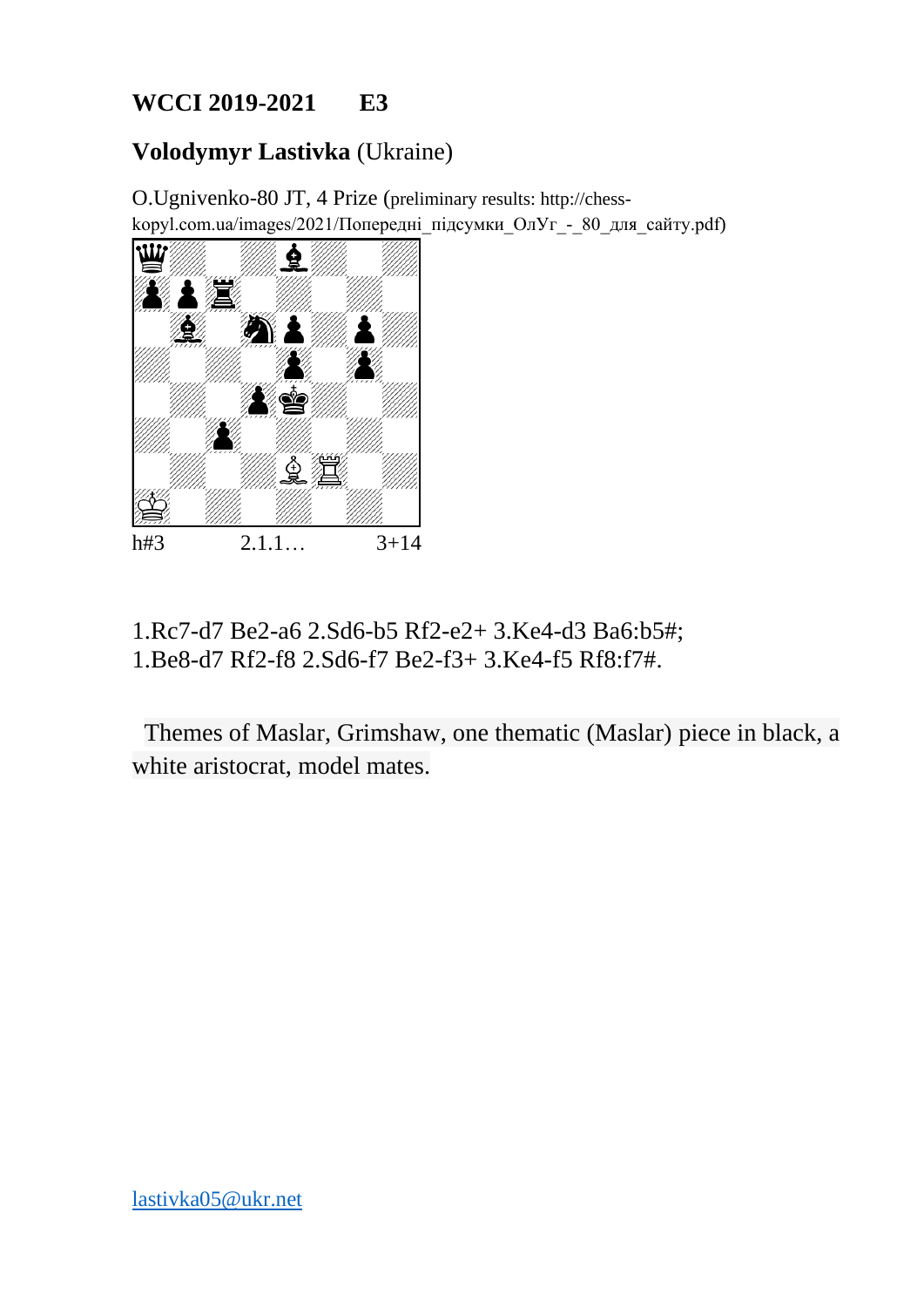**WCCI 2019-2021  E3**

**Volodymyr Lastivka** (Ukraine)

O.Ugnivenko-80 JT, 4 Prize (preliminary results: http://chess-kopyl.com.ua/images/2021/Попередні_підсумки_ОлУг_-_80_для_сайту.pdf)

h#3  2.1.1…  3+14

1.Rc7-d7 Be2-a6 2.Sd6-b5 Rf2-e2+ 3.Ke4-d3 Ba6:b5#;
1.Be8-d7 Rf2-f8 2.Sd6-f7 Be2-f3+ 3.Ke4-f5 Rf8:f7#.

Themes of Maslar, Grimshaw, one thematic (Maslar) piece in black, a white aristocrat, model mates.

lastivka05@ukr.net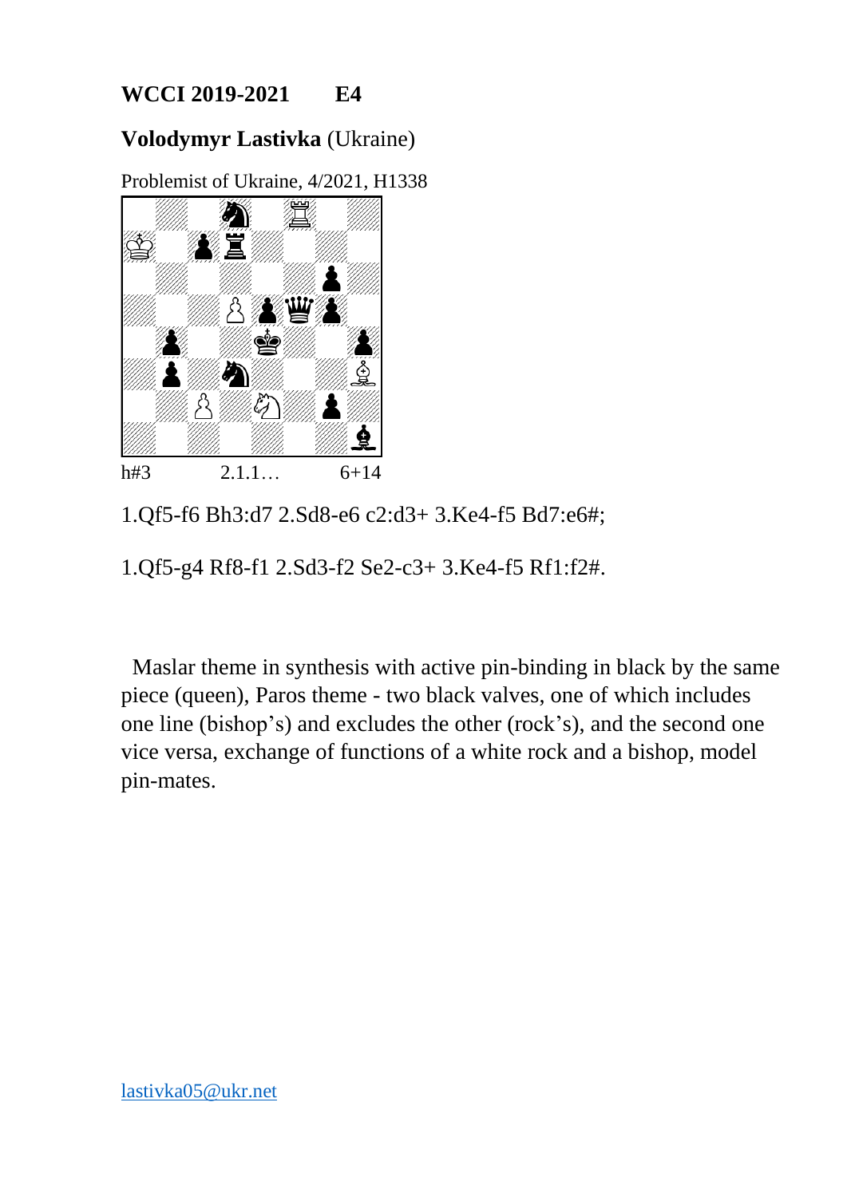**WCCI 2019-2021 E4**

**Volodymyr Lastivka** (Ukraine)

Problemist of Ukraine, 4/2021, H1338

h#3 2.1.1… 6+14

1.Qf5-f6 Bh3:d7 2.Sd8-e6 c2:d3+ 3.Ke4-f5 Bd7:e6#;

1.Qf5-g4 Rf8-f1 2.Sd3-f2 Se2-c3+ 3.Ke4-f5 Rf1:f2#.

Maslar theme in synthesis with active pin-binding in black by the same piece (queen), Paros theme - two black valves, one of which includes one line (bishop's) and excludes the other (rock's), and the second one vice versa, exchange of functions of a white rock and a bishop, model pin-mates.

lastivka05@ukr.net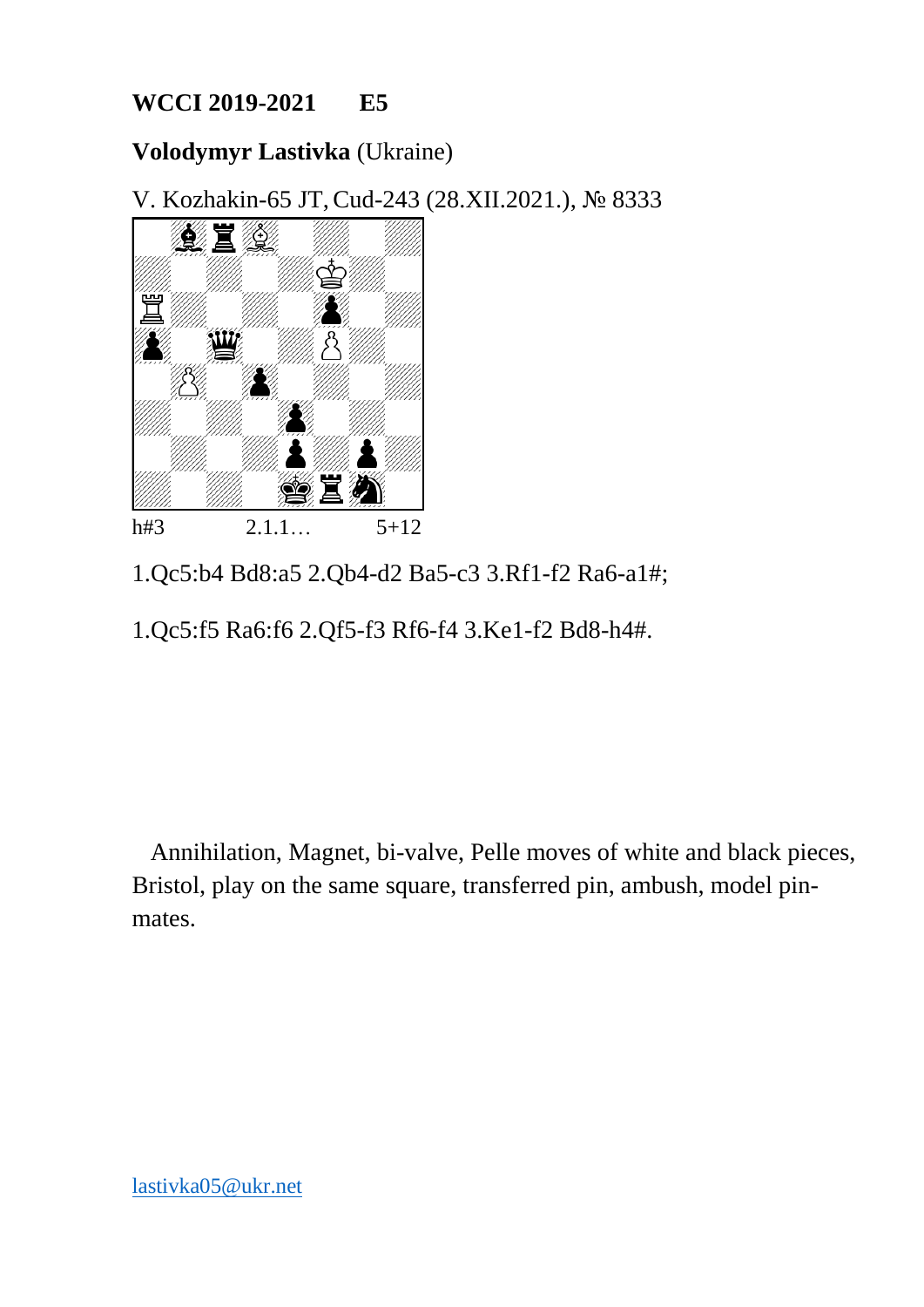**WCCI 2019-2021 E5**

**Volodymyr Lastivka** (Ukraine)

V. Kozhakin-65 JT, Cud-243 (28.XII.2021.), № 8333

h#3 2.1.1… 5+12

1.Qc5:b4 Bd8:a5 2.Qb4-d2 Ba5-c3 3.Rf1-f2 Ra6-a1#;

1.Qc5:f5 Ra6:f6 2.Qf5-f3 Rf6-f4 3.Ke1-f2 Bd8-h4#.

Annihilation, Magnet, bi-valve, Pelle moves of white and black pieces, Bristol, play on the same square, transferred pin, ambush, model pin-mates.

lastivka05@ukr.net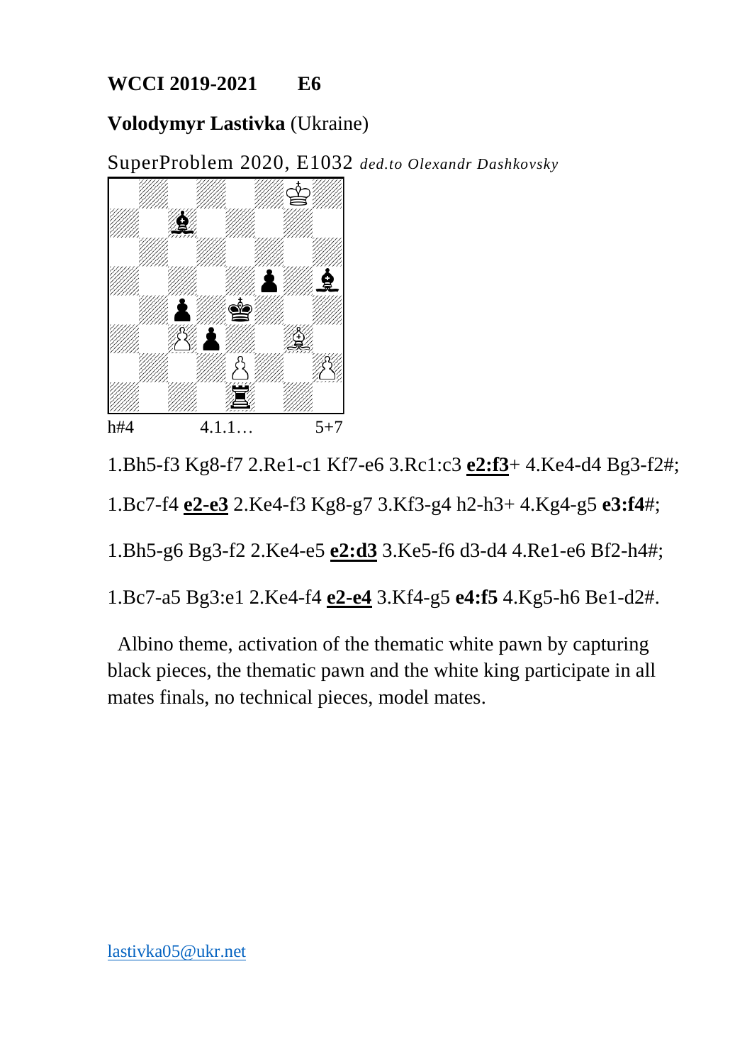**WCCI 2019-2021 E6**

**Volodymyr Lastivka** (Ukraine)

SuperProblem 2020, E1032 ***ded.to Olexandr Dashkovsky***

h#4 4.1.1… 5+7

1.Bh5-f3 Kg8-f7 2.Re1-c1 Kf7-e6 3.Rc1:c3 **<u>e2:f3</u>**+ 4.Ke4-d4 Bg3-f2#;

1.Bc7-f4 **<u>e2-e3</u>** 2.Ke4-f3 Kg8-g7 3.Kf3-g4 h2-h3+ 4.Kg4-g5 **e3:f4**#;

1.Bh5-g6 Bg3-f2 2.Ke4-e5 **<u>e2:d3</u>** 3.Ke5-f6 d3-d4 4.Re1-e6 Bf2-h4#;

1.Bc7-a5 Bg3:e1 2.Ke4-f4 **<u>e2-e4</u>** 3.Kf4-g5 **e4:f5** 4.Kg5-h6 Be1-d2#.

Albino theme, activation of the thematic white pawn by capturing black pieces, the thematic pawn and the white king participate in all mates finals, no technical pieces, model mates.

lastivka05@ukr.net